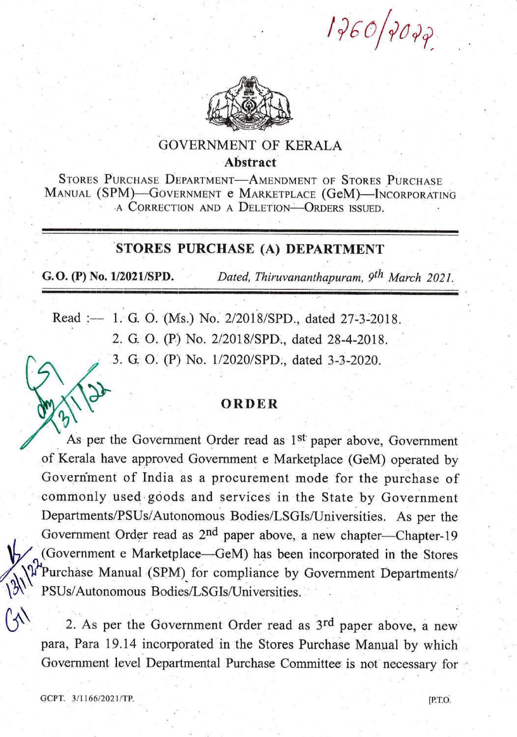GOVERNMENT OF KERALA

**Abstract**

STORES PURCHASE DEPARTMENT—AMENDMENT OF STORES PURCHASE MANUAL (SPM)—GOVERNMENT e MARKETPLACE (GeM)—INCORPORATING A CORRECTION AND A DELETION—ORDERS ISSUED.

## STORES PURCHASE (A) DEPARTMENT

**G.O. (P) No. 1/2021/SPD.** *Dated, Thiruvananthapuram, 9th March 2021.*

Read :— 1. G. O. (Ms.) No. 2/2018/SPD., dated 27-3-2018.

2. G. O. (P) No. 2/2018/SPD., dated 28-4-2018.

3. G. O. (P) No. 1/2020/SPD., dated 3-3-2020.

## ORDER

As per the Government Order read as 1st paper above, Government of Kerala have approved Government e Marketplace (GeM) operated by Government of India as a procurement mode for the purchase of commonly used goods and services in the State by Government Departments/PSUs/Autonomous Bodies/LSGIs/Universities. As per the Government Order read as 2nd paper above, a new chapter—Chapter-19 (Government e Marketplace—GeM) has been incorporated in the Stores Purchase Manual (SPM) for compliance by Government Departments/ PSUs/Autonomous Bodies/LSGIs/Universities.

2. As per the Government Order read as 3rd paper above, a new para, Para 19.14 incorporated in the Stores Purchase Manual by which Government level Departmental Purchase Committee is not necessary for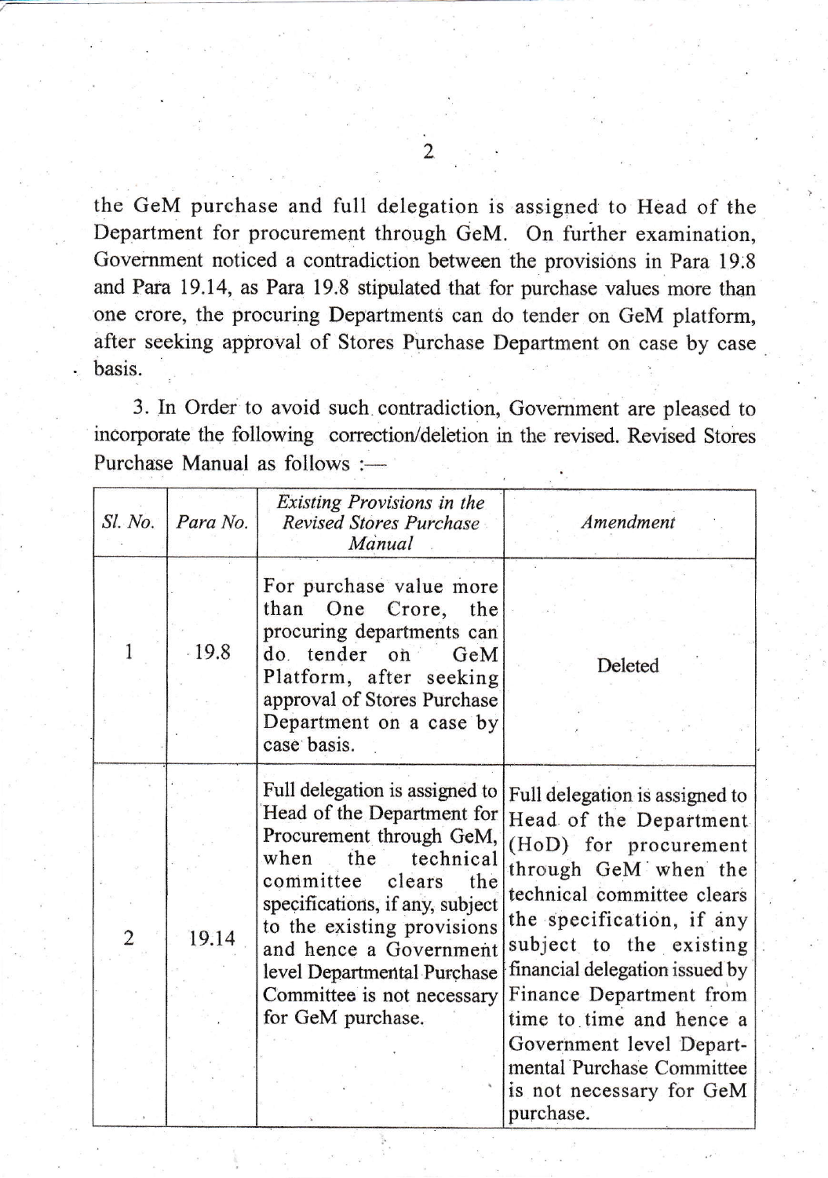the GeM purchase and full delegation is assigned to Head of the Department for procurement through GeM. On further examination, Government noticed a contradiction between the provisions in Para 19.8 and Para 19.14, as Para 19.8 stipulated that for purchase values more than one crore, the procuring Departments can do tender on GeM platform, after seeking approval of Stores Purchase Department on case by case basis.

3. In Order to avoid such contradiction, Government are pleased to incorporate the following correction/deletion in the revised. Revised Stores Purchase Manual as follows :—

| *Sl. No.* | *Para No.* | *Existing Provisions in the Revised Stores Purchase Manual* | *Amendment* |
|---|---|---|---|
| 1 | 19.8 | For purchase value more than One Crore, the procuring departments can do tender on GeM Platform, after seeking approval of Stores Purchase Department on a case by case basis. | Deleted |
| 2 | 19.14 | Full delegation is assigned to Head of the Department for Procurement through GeM, when the technical committee clears the specifications, if any, subject to the existing provisions and hence a Government level Departmental Purchase Committee is not necessary for GeM purchase. | Full delegation is assigned to Head of the Department (HoD) for procurement through GeM when the technical committee clears the specification, if any subject to the existing financial delegation issued by Finance Department from time to time and hence a Government level Departmental Purchase Committee is not necessary for GeM purchase. |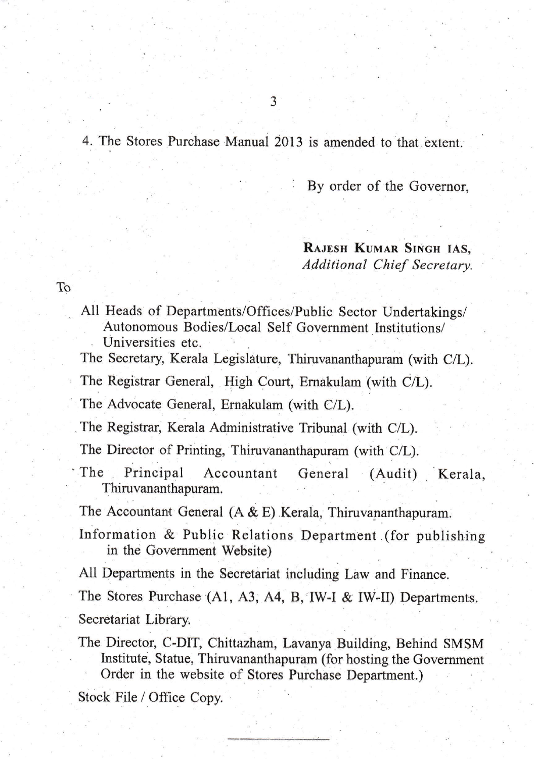4. The Stores Purchase Manual 2013 is amended to that extent.

By order of the Governor,

**RAJESH KUMAR SINGH IAS,**
*Additional Chief Secretary.*

To

All Heads of Departments/Offices/Public Sector Undertakings/ Autonomous Bodies/Local Self Government Institutions/ Universities etc.

The Secretary, Kerala Legislature, Thiruvananthapuram (with C/L).

The Registrar General, High Court, Ernakulam (with C/L).

The Advocate General, Ernakulam (with C/L).

The Registrar, Kerala Administrative Tribunal (with C/L).

The Director of Printing, Thiruvananthapuram (with C/L).

The Principal Accountant General (Audit) Kerala, Thiruvananthapuram.

The Accountant General (A & E) Kerala, Thiruvananthapuram.

Information & Public Relations Department (for publishing in the Government Website)

All Departments in the Secretariat including Law and Finance.

The Stores Purchase (A1, A3, A4, B, IW-I & IW-II) Departments.

Secretariat Library.

The Director, C-DIT, Chittazham, Lavanya Building, Behind SMSM Institute, Statue, Thiruvananthapuram (for hosting the Government Order in the website of Stores Purchase Department.)

Stock File / Office Copy.